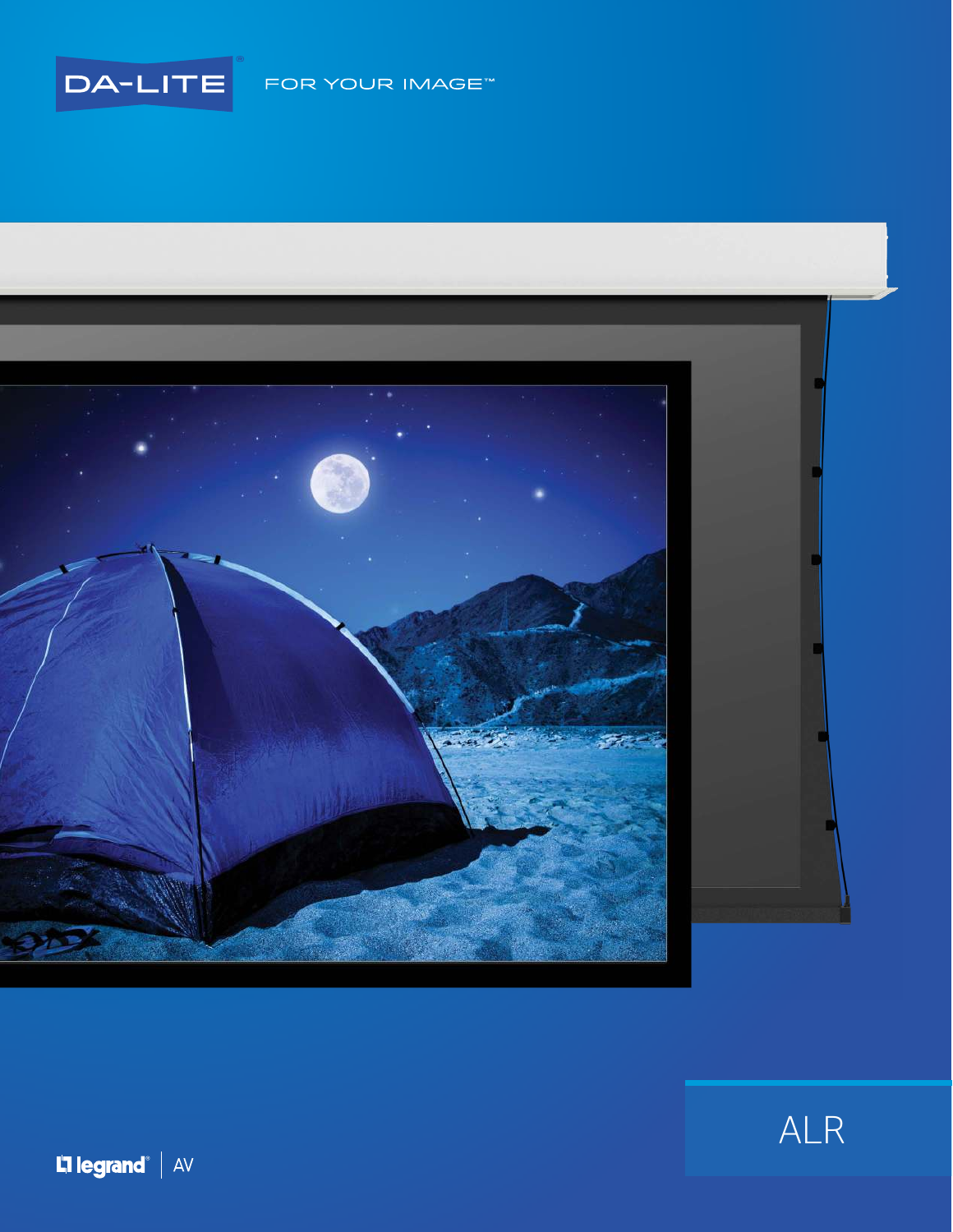DA-LITE®

FOR YOUR IMAGE™

# ALR

legrand® | AV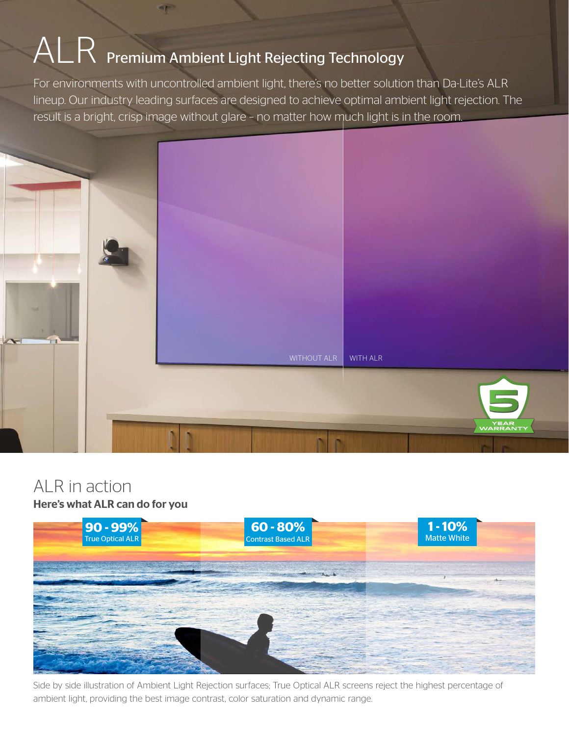# ALR Premium Ambient Light Rejecting Technology

For environments with uncontrolled ambient light, there's no better solution than Da-Lite's ALR lineup. Our industry leading surfaces are designed to achieve optimal ambient light rejection. The result is a bright, crisp image without glare – no matter how much light is in the room.

WITHOUT ALR

WITH ALR

5 YEAR WARRANTY

## ALR in action

**Here's what ALR can do for you**

**90 - 99%**
True Optical ALR

**60 - 80%**
Contrast Based ALR

**1 - 10%**
Matte White

Side by side illustration of Ambient Light Rejection surfaces; True Optical ALR screens reject the highest percentage of ambient light, providing the best image contrast, color saturation and dynamic range.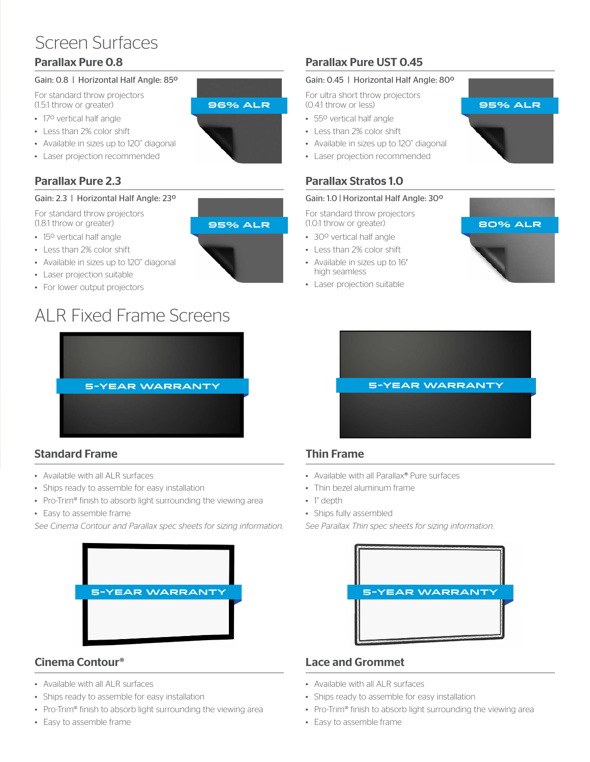# Screen Surfaces

## Parallax Pure 0.8

Gain: 0.8 | Horizontal Half Angle: 85º

96% ALR

For standard throw projectors (1.5:1 throw or greater)

- 17º vertical half angle
- Less than 2% color shift
- Available in sizes up to 120" diagonal
- Laser projection recommended

## Parallax Pure 2.3

Gain: 2.3 | Horizontal Half Angle: 23º

95% ALR

For standard throw projectors (1.8:1 throw or greater)

- 15º vertical half angle
- Less than 2% color shift
- Available in sizes up to 120" diagonal
- Laser projection suitable
- For lower output projectors

## Parallax Pure UST 0.45

Gain: 0.45 | Horizontal Half Angle: 80º

95% ALR

For ultra short throw projectors (0.4:1 throw or less)

- 55º vertical half angle
- Less than 2% color shift
- Available in sizes up to 120" diagonal
- Laser projection recommended

## Parallax Stratos 1.0

Gain: 1.0 | Horizontal Half Angle: 30º

80% ALR

For standard throw projectors (1.0:1 throw or greater)

- 30º vertical half angle
- Less than 2% color shift
- Available in sizes up to 16′ high seamless
- Laser projection suitable

# ALR Fixed Frame Screens

## Standard Frame

5-YEAR WARRANTY

- Available with all ALR surfaces
- Ships ready to assemble for easy installation
- Pro-Trim® finish to absorb light surrounding the viewing area
- Easy to assemble frame

*See Cinema Contour and Parallax spec sheets for sizing information.*

## Thin Frame

5-YEAR WARRANTY

- Available with all Parallax® Pure surfaces
- Thin bezel aluminum frame
- 1" depth
- Ships fully assembled

*See Parallax Thin spec sheets for sizing information.*

## Cinema Contour®

5-YEAR WARRANTY

- Available with all ALR surfaces
- Ships ready to assemble for easy installation
- Pro-Trim® finish to absorb light surrounding the viewing area
- Easy to assemble frame

## Lace and Grommet

5-YEAR WARRANTY

- Available with all ALR surfaces
- Ships ready to assemble for easy installation
- Pro-Trim® finish to absorb light surrounding the viewing area
- Easy to assemble frame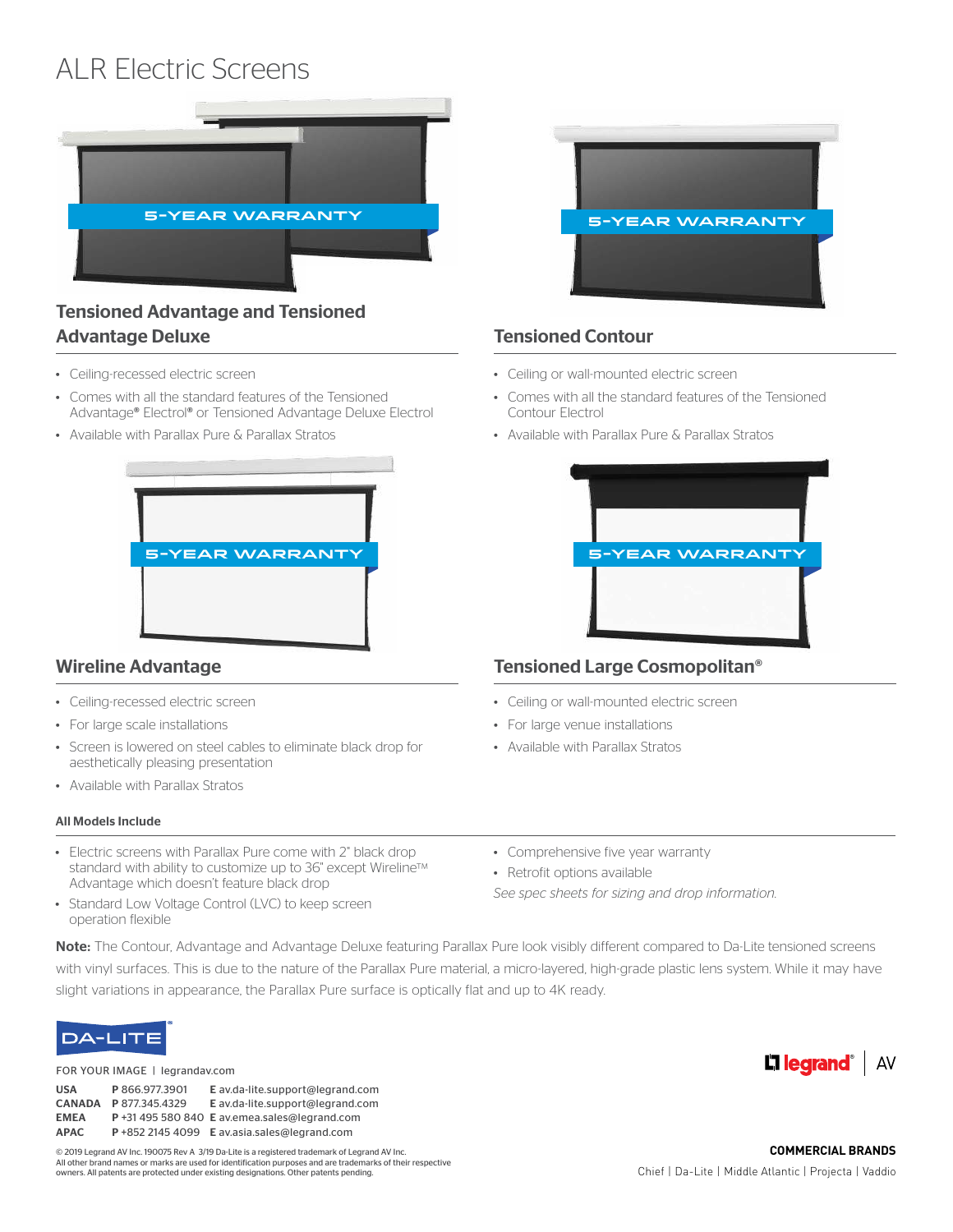# ALR Electric Screens

5-YEAR WARRANTY

## Tensioned Advantage and Tensioned Advantage Deluxe

- Ceiling-recessed electric screen
- Comes with all the standard features of the Tensioned Advantage® Electrol® or Tensioned Advantage Deluxe Electrol
- Available with Parallax Pure & Parallax Stratos

5-YEAR WARRANTY

## Tensioned Contour

- Ceiling or wall-mounted electric screen
- Comes with all the standard features of the Tensioned Contour Electrol
- Available with Parallax Pure & Parallax Stratos

5-YEAR WARRANTY

## Wireline Advantage

- Ceiling-recessed electric screen
- For large scale installations
- Screen is lowered on steel cables to eliminate black drop for aesthetically pleasing presentation
- Available with Parallax Stratos

5-YEAR WARRANTY

## Tensioned Large Cosmopolitan®

- Ceiling or wall-mounted electric screen
- For large venue installations
- Available with Parallax Stratos

### All Models Include

- Electric screens with Parallax Pure come with 2" black drop standard with ability to customize up to 36" except Wireline™ Advantage which doesn't feature black drop
- Standard Low Voltage Control (LVC) to keep screen operation flexible
- Comprehensive five year warranty
- Retrofit options available

*See spec sheets for sizing and drop information.*

**Note:** The Contour, Advantage and Advantage Deluxe featuring Parallax Pure look visibly different compared to Da-Lite tensioned screens with vinyl surfaces. This is due to the nature of the Parallax Pure material, a micro-layered, high-grade plastic lens system. While it may have slight variations in appearance, the Parallax Pure surface is optically flat and up to 4K ready.

DA-LITE®

FOR YOUR IMAGE | legrandav.com

| | | |
|---|---|---|
| USA | P 866.977.3901 | E av.da-lite.support@legrand.com |
| CANADA | P 877.345.4329 | E av.da-lite.support@legrand.com |
| EMEA | P +31 495 580 840 | E av.emea.sales@legrand.com |
| APAC | P +852 2145 4099 | E av.asia.sales@legrand.com |

© 2019 Legrand AV Inc. 190075 Rev A 3/19 Da-Lite is a registered trademark of Legrand AV Inc. All other brand names or marks are used for identification purposes and are trademarks of their respective owners. All patents are protected under existing designations. Other patents pending.

legrand® | AV

**COMMERCIAL BRANDS**

Chief | Da-Lite | Middle Atlantic | Projecta | Vaddio